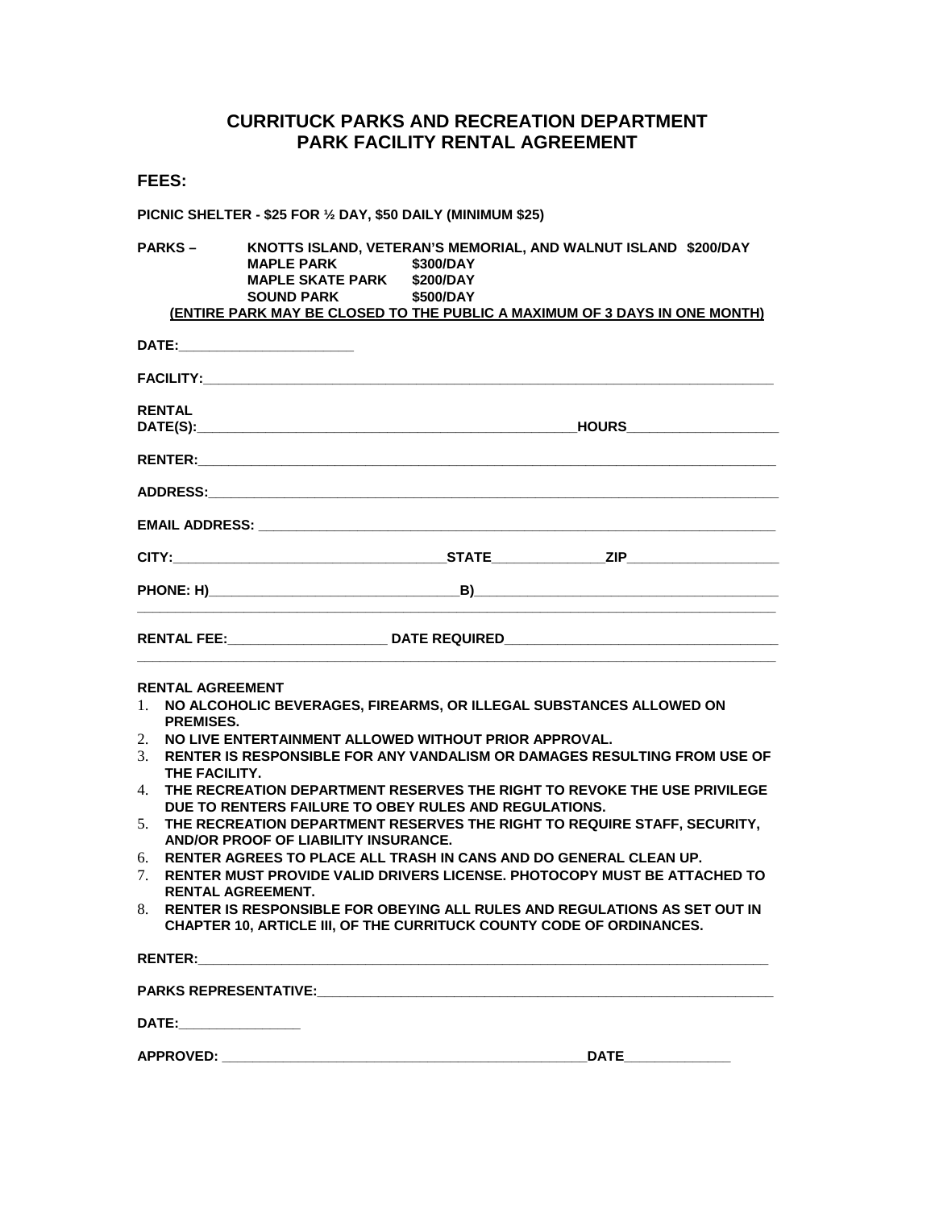# CURRITUCK PARKS AND RECREATION DEPARTMENT
# PARK FACILITY RENTAL AGREEMENT

## FEES:

**PICNIC SHELTER - $25 FOR ½ DAY, $50 DAILY (MINIMUM $25)**

**PARKS –** **KNOTTS ISLAND, VETERAN'S MEMORIAL, AND WALNUT ISLAND $200/DAY**
**MAPLE PARK $300/DAY**
**MAPLE SKATE PARK $200/DAY**
**SOUND PARK $500/DAY**

**(ENTIRE PARK MAY BE CLOSED TO THE PUBLIC A MAXIMUM OF 3 DAYS IN ONE MONTH)**

**DATE:**______________________

**FACILITY:**______________________________________________________________________

**RENTAL DATE(S):**______________________________________________**HOURS**__________________

**RENTER:**______________________________________________________________________

**ADDRESS:**______________________________________________________________________

**EMAIL ADDRESS:** _______________________________________________________________

**CITY:**_________________________________**STATE**______________**ZIP**__________________

**PHONE: H)**______________________________**B)**______________________________________

**RENTAL FEE:**____________________ **DATE REQUIRED**___________________________________

**RENTAL AGREEMENT**

1. **NO ALCOHOLIC BEVERAGES, FIREARMS, OR ILLEGAL SUBSTANCES ALLOWED ON PREMISES.**
2. **NO LIVE ENTERTAINMENT ALLOWED WITHOUT PRIOR APPROVAL.**
3. **RENTER IS RESPONSIBLE FOR ANY VANDALISM OR DAMAGES RESULTING FROM USE OF THE FACILITY.**
4. **THE RECREATION DEPARTMENT RESERVES THE RIGHT TO REVOKE THE USE PRIVILEGE DUE TO RENTERS FAILURE TO OBEY RULES AND REGULATIONS.**
5. **THE RECREATION DEPARTMENT RESERVES THE RIGHT TO REQUIRE STAFF, SECURITY, AND/OR PROOF OF LIABILITY INSURANCE.**
6. **RENTER AGREES TO PLACE ALL TRASH IN CANS AND DO GENERAL CLEAN UP.**
7. **RENTER MUST PROVIDE VALID DRIVERS LICENSE. PHOTOCOPY MUST BE ATTACHED TO RENTAL AGREEMENT.**
8. **RENTER IS RESPONSIBLE FOR OBEYING ALL RULES AND REGULATIONS AS SET OUT IN CHAPTER 10, ARTICLE III, OF THE CURRITUCK COUNTY CODE OF ORDINANCES.**

**RENTER:**______________________________________________________________________

**PARKS REPRESENTATIVE:**_______________________________________________________

**DATE:**_______________

**APPROVED:** ____________________________________________**DATE**_____________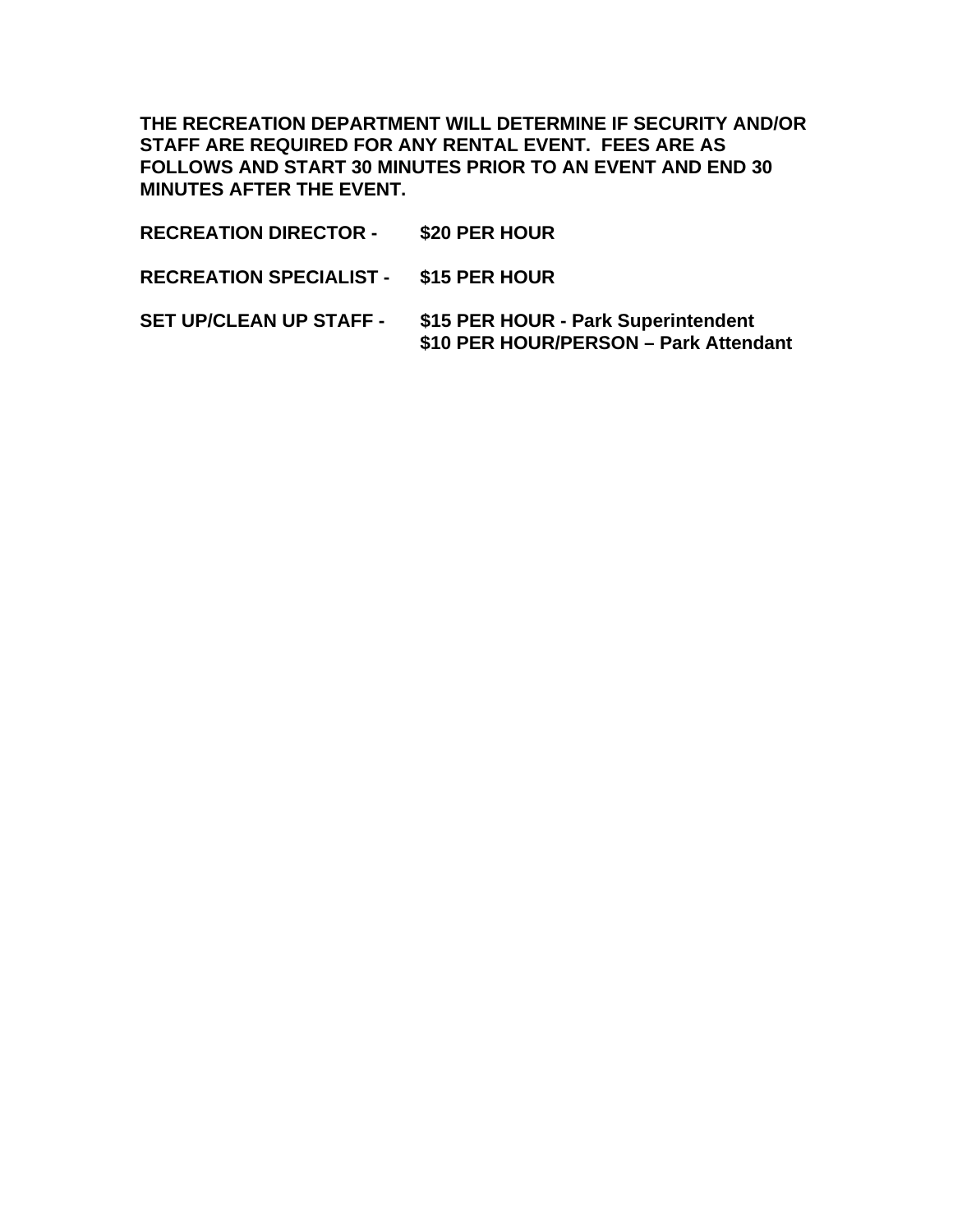**THE RECREATION DEPARTMENT WILL DETERMINE IF SECURITY AND/OR STAFF ARE REQUIRED FOR ANY RENTAL EVENT. FEES ARE AS FOLLOWS AND START 30 MINUTES PRIOR TO AN EVENT AND END 30 MINUTES AFTER THE EVENT.**

| | |
|---|---|
| **RECREATION DIRECTOR -** | **$20 PER HOUR** |
| **RECREATION SPECIALIST -** | **$15 PER HOUR** |
| **SET UP/CLEAN UP STAFF -** | **$15 PER HOUR - Park Superintendent** |
| | **$10 PER HOUR/PERSON – Park Attendant** |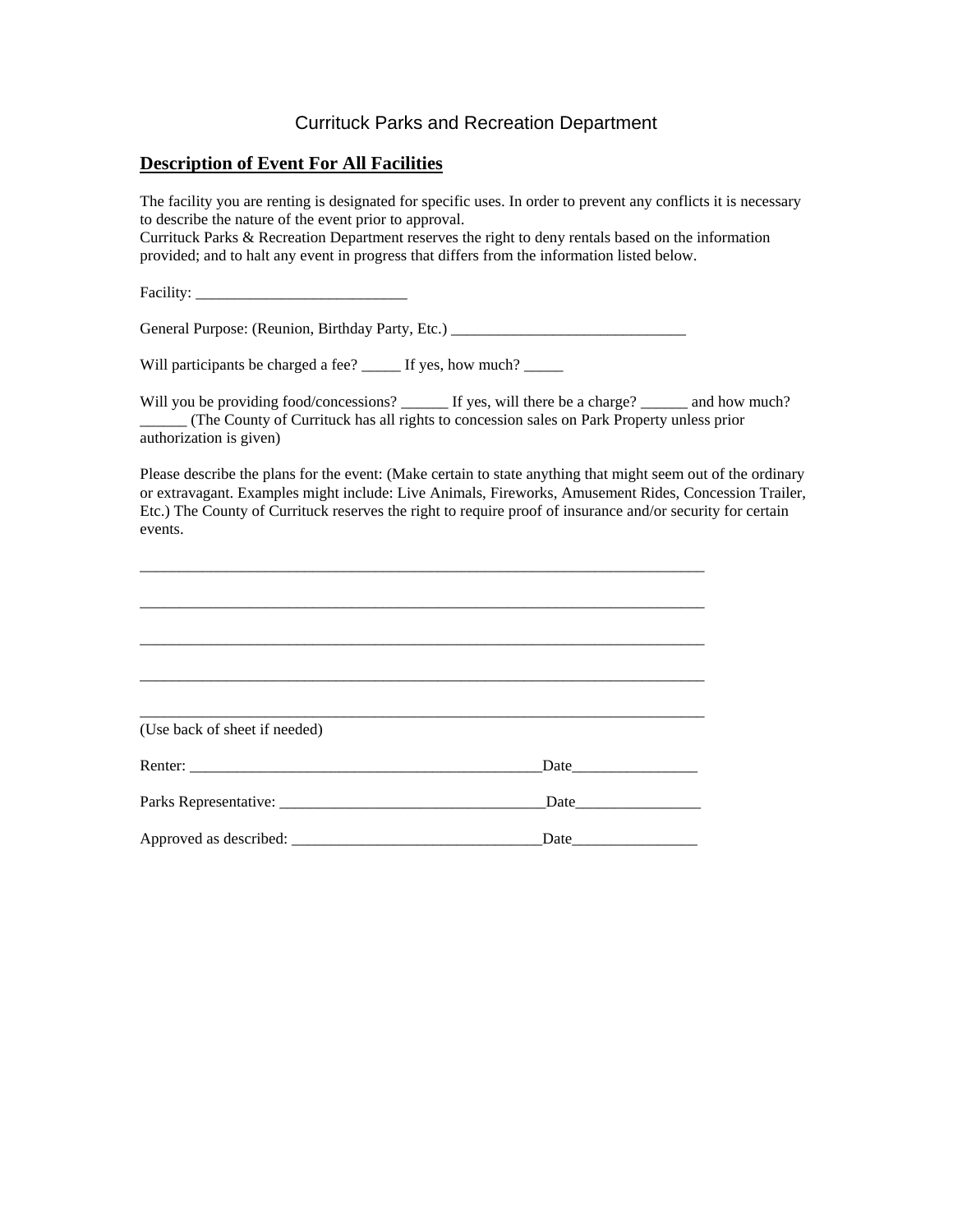Currituck Parks and Recreation Department

## Description of Event For All Facilities

The facility you are renting is designated for specific uses. In order to prevent any conflicts it is necessary to describe the nature of the event prior to approval.
Currituck Parks & Recreation Department reserves the right to deny rentals based on the information provided; and to halt any event in progress that differs from the information listed below.

Facility: ___________________________

General Purpose: (Reunion, Birthday Party, Etc.) ______________________________

Will participants be charged a fee? _____ If yes, how much? _____

Will you be providing food/concessions? ______ If yes, will there be a charge? ______ and how much? ______ (The County of Currituck has all rights to concession sales on Park Property unless prior authorization is given)

Please describe the plans for the event: (Make certain to state anything that might seem out of the ordinary or extravagant. Examples might include: Live Animals, Fireworks, Amusement Rides, Concession Trailer, Etc.) The County of Currituck reserves the right to require proof of insurance and/or security for certain events.

______________________________________________________________________________

______________________________________________________________________________

______________________________________________________________________________

______________________________________________________________________________

______________________________________________________________________________

(Use back of sheet if needed)

Renter: _______________________________________________Date________________

Parks Representative: __________________________________Date________________

Approved as described: _______________________________Date________________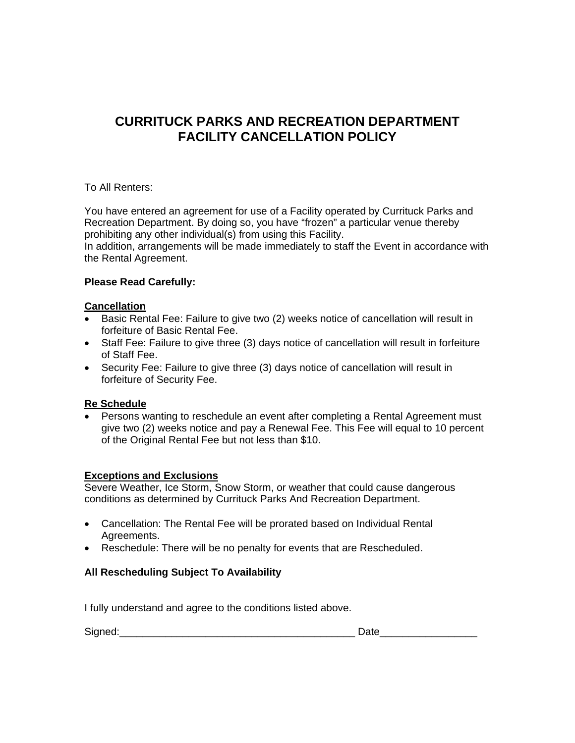# CURRITUCK PARKS AND RECREATION DEPARTMENT
# FACILITY CANCELLATION POLICY

To All Renters:

You have entered an agreement for use of a Facility operated by Currituck Parks and Recreation Department. By doing so, you have "frozen" a particular venue thereby prohibiting any other individual(s) from using this Facility.
In addition, arrangements will be made immediately to staff the Event in accordance with the Rental Agreement.

**Please Read Carefully:**

**<u>Cancellation</u>**

- Basic Rental Fee: Failure to give two (2) weeks notice of cancellation will result in forfeiture of Basic Rental Fee.
- Staff Fee: Failure to give three (3) days notice of cancellation will result in forfeiture of Staff Fee.
- Security Fee: Failure to give three (3) days notice of cancellation will result in forfeiture of Security Fee.

**<u>Re Schedule</u>**

- Persons wanting to reschedule an event after completing a Rental Agreement must give two (2) weeks notice and pay a Renewal Fee. This Fee will equal to 10 percent of the Original Rental Fee but not less than $10.

**<u>Exceptions and Exclusions</u>**

Severe Weather, Ice Storm, Snow Storm, or weather that could cause dangerous conditions as determined by Currituck Parks And Recreation Department.

- Cancellation: The Rental Fee will be prorated based on Individual Rental Agreements.
- Reschedule: There will be no penalty for events that are Rescheduled.

**All Rescheduling Subject To Availability**

I fully understand and agree to the conditions listed above.

Signed:_________________________________________ Date_________________